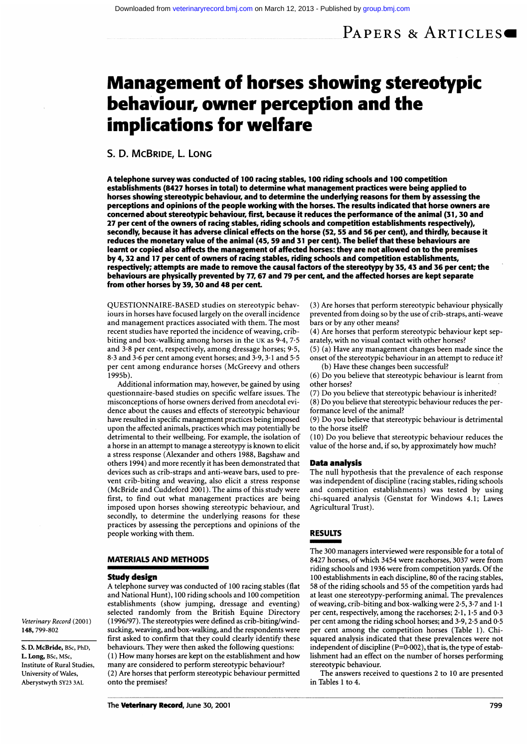# Management of horses showing stereotypic behaviour, owner perception and the implications for welfare

S. D. McBride, L. Long

**A telephone survey was conducted of 100 racing stables, 100 riding schools and 100 competition establishments (8427 horses in total) to determine what management practices were being applied to horses showing stereotypic behaviour, and to determine the underlying reasons for them by assessing the perceptions and opinions of the people working with the horses. The results indicated that horse owners are concerned about stereotypic behaviour, first, because it reduces the performance of the animal (31, 30 and 27 per cent of the owners of racing stables, riding schools and competition establishments respectively), secondly, because it has adverse clinical effects on the horse (52, 55 and 56 per cent), and thirdly, because it reduces the monetary value of the animal (45, 59 and 31 per cent). The belief that these behaviours are learnt or copied also affects the management of affected horses: they are not allowed on to the premises by 4, 32 and 17 per cent of owners of racing stables, riding schools and competition establishments, respectively; attempts are made to remove the causal factors of the stereotypy by 35, 43 and 36 per cent; the behaviours are physically prevented by 77, 67 and 79 per cent, and the affected horses are kept separate from other horses by 39, 30 and 48 per cent.**

*Veterinary Record* (2001) **148**, 799-802

S. D. McBride, BSc, PhD,
L. Long, BSc, MSc,
Institute of Rural Studies, University of Wales, Aberystwyth SY23 3AL

QUESTIONNAIRE-BASED studies on stereotypic behaviours in horses have focused largely on the overall incidence and management practices associated with them. The most recent studies have reported the incidence of weaving, crib-biting and box-walking among horses in the UK as 9·4, 7·5 and 3·8 per cent, respectively, among dressage horses; 9·5, 8·3 and 3·6 per cent among event horses; and 3·9, 3·1 and 5·5 per cent among endurance horses (McGreevy and others 1995b).

Additional information may, however, be gained by using questionnaire-based studies on specific welfare issues. The misconceptions of horse owners derived from anecdotal evidence about the causes and effects of stereotypic behaviour have resulted in specific management practices being imposed upon the affected animals, practices which may potentially be detrimental to their wellbeing. For example, the isolation of a horse in an attempt to manage a stereotypy is known to elicit a stress response (Alexander and others 1988, Bagshaw and others 1994) and more recently it has been demonstrated that devices such as crib-straps and anti-weave bars, used to prevent crib-biting and weaving, also elicit a stress response (McBride and Cuddeford 2001). The aims of this study were first, to find out what management practices are being imposed upon horses showing stereotypic behaviour, and secondly, to determine the underlying reasons for these practices by assessing the perceptions and opinions of the people working with them.

## MATERIALS AND METHODS

### Study design

A telephone survey was conducted of 100 racing stables (flat and National Hunt), 100 riding schools and 100 competition establishments (show jumping, dressage and eventing) selected randomly from the British Equine Directory (1996/97). The stereotypies were defined as crib-biting/windsucking, weaving, and box-walking, and the respondents were first asked to confirm that they could clearly identify these behaviours. They were then asked the following questions:

(1) How many horses are kept on the establishment and how many are considered to perform stereotypic behaviour?
(2) Are horses that perform stereotypic behaviour permitted onto the premises?
(3) Are horses that perform stereotypic behaviour physically prevented from doing so by the use of crib-straps, anti-weave bars or by any other means?
(4) Are horses that perform stereotypic behaviour kept separately, with no visual contact with other horses?
(5) (a) Have any management changes been made since the onset of the stereotypic behaviour in an attempt to reduce it?
(b) Have these changes been successful?
(6) Do you believe that stereotypic behaviour is learnt from other horses?
(7) Do you believe that stereotypic behaviour is inherited?
(8) Do you believe that stereotypic behaviour reduces the performance level of the animal?
(9) Do you believe that stereotypic behaviour is detrimental to the horse itself?
(10) Do you believe that stereotypic behaviour reduces the value of the horse and, if so, by approximately how much?

### Data analysis

The null hypothesis that the prevalence of each response was independent of discipline (racing stables, riding schools and competition establishments) was tested by using chi-squared analysis (Genstat for Windows 4.1; Lawes Agricultural Trust).

## RESULTS

The 300 managers interviewed were responsible for a total of 8427 horses, of which 3454 were racehorses, 3037 were from riding schools and 1936 were from competition yards. Of the 100 establishments in each discipline, 80 of the racing stables, 58 of the riding schools and 55 of the competition yards had at least one stereotypy-performing animal. The prevalences of weaving, crib-biting and box-walking were 2·5, 3·7 and 1·1 per cent, respectively, among the racehorses; 2·1, 1·5 and 0·3 per cent among the riding school horses; and 3·9, 2·5 and 0·5 per cent among the competition horses (Table 1). Chi-squared analysis indicated that these prevalences were not independent of discipline ($P=0{\cdot}002$), that is, the type of establishment had an effect on the number of horses performing stereotypic behaviour.

The answers received to questions 2 to 10 are presented in Tables 1 to 4.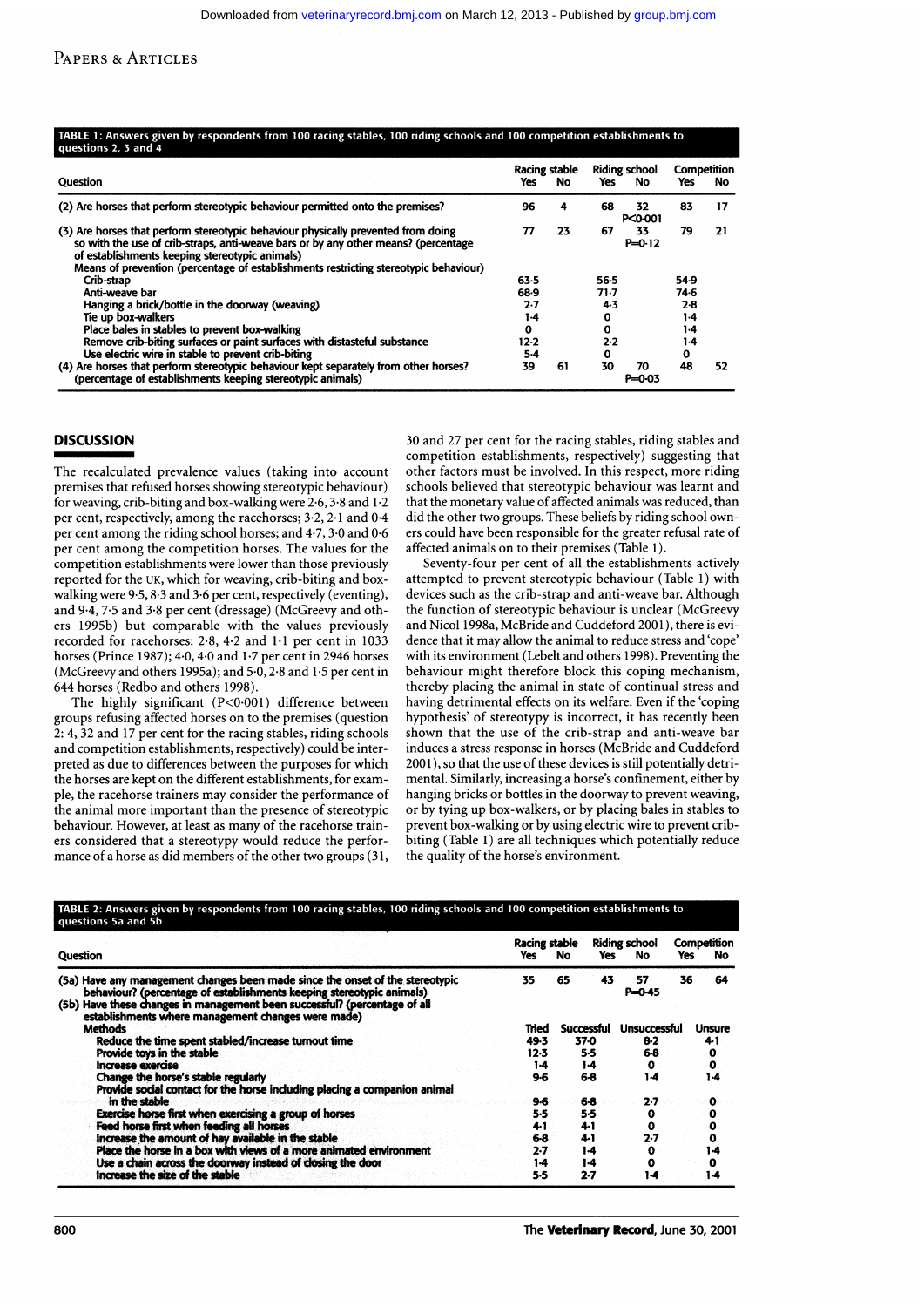**TABLE 1: Answers given by respondents from 100 racing stables, 100 riding schools and 100 competition establishments to questions 2, 3 and 4**

| Question | Racing stable Yes | Racing stable No | Riding school Yes | Riding school No | Competition Yes | Competition No |
|---|---|---|---|---|---|---|
| (2) Are horses that perform stereotypic behaviour permitted onto the premises? | 96 | 4 | 68 | 32 P<0·001 | 83 | 17 |
| (3) Are horses that perform stereotypic behaviour physically prevented from doing so with the use of crib-straps, anti-weave bars or by any other means? (percentage of establishments keeping stereotypic animals) | 77 | 23 | 67 | 33 P=0·12 | 79 | 21 |
| Means of prevention (percentage of establishments restricting stereotypic behaviour) | | | | | | |
| Crib-strap | 63·5 | | 56·5 | | 54·9 | |
| Anti-weave bar | 68·9 | | 71·7 | | 74·6 | |
| Hanging a brick/bottle in the doorway (weaving) | 2·7 | | 4·3 | | 2·8 | |
| Tie up box-walkers | 1·4 | | 0 | | 1·4 | |
| Place bales in stables to prevent box-walking | 0 | | 0 | | 1·4 | |
| Remove crib-biting surfaces or paint surfaces with distasteful substance | 12·2 | | 2·2 | | 1·4 | |
| Use electric wire in stable to prevent crib-biting | 5·4 | | 0 | | 0 | |
| (4) Are horses that perform stereotypic behaviour kept separately from other horses? (percentage of establishments keeping stereotypic animals) | 39 | 61 | 30 | 70 P=0·03 | 48 | 52 |

## DISCUSSION

The recalculated prevalence values (taking into account premises that refused horses showing stereotypic behaviour) for weaving, crib-biting and box-walking were 2·6, 3·8 and 1·2 per cent, respectively, among the racehorses; 3·2, 2·1 and 0·4 per cent among the riding school horses; and 4·7, 3·0 and 0·6 per cent among the competition horses. The values for the competition establishments were lower than those previously reported for the UK, which for weaving, crib-biting and box-walking were 9·5, 8·3 and 3·6 per cent, respectively (eventing), and 9·4, 7·5 and 3·8 per cent (dressage) (McGreevy and others 1995b) but comparable with the values previously recorded for racehorses: 2·8, 4·2 and 1·1 per cent in 1033 horses (Prince 1987); 4·0, 4·0 and 1·7 per cent in 2946 horses (McGreevy and others 1995a); and 5·0, 2·8 and 1·5 per cent in 644 horses (Redbo and others 1998).

The highly significant ($P<0·001$) difference between groups refusing affected horses on to the premises (question 2: 4, 32 and 17 per cent for the racing stables, riding schools and competition establishments, respectively) could be interpreted as due to differences between the purposes for which the horses are kept on the different establishments, for example, the racehorse trainers may consider the performance of the animal more important than the presence of stereotypic behaviour. However, at least as many of the racehorse trainers considered that a stereotypy would reduce the performance of a horse as did members of the other two groups (31, 30 and 27 per cent for the racing stables, riding stables and competition establishments, respectively) suggesting that other factors must be involved. In this respect, more riding schools believed that stereotypic behaviour was learnt and that the monetary value of affected animals was reduced, than did the other two groups. These beliefs by riding school owners could have been responsible for the greater refusal rate of affected animals on to their premises (Table 1).

Seventy-four per cent of all the establishments actively attempted to prevent stereotypic behaviour (Table 1) with devices such as the crib-strap and anti-weave bar. Although the function of stereotypic behaviour is unclear (McGreevy and Nicol 1998a, McBride and Cuddeford 2001), there is evidence that it may allow the animal to reduce stress and 'cope' with its environment (Lebelt and others 1998). Preventing the behaviour might therefore block this coping mechanism, thereby placing the animal in state of continual stress and having detrimental effects on its welfare. Even if the 'coping hypothesis' of stereotypy is incorrect, it has recently been shown that the use of the crib-strap and anti-weave bar induces a stress response in horses (McBride and Cuddeford 2001), so that the use of these devices is still potentially detrimental. Similarly, increasing a horse's confinement, either by hanging bricks or bottles in the doorway to prevent weaving, or by tying up box-walkers, or by placing bales in stables to prevent box-walking or by using electric wire to prevent crib-biting (Table 1) are all techniques which potentially reduce the quality of the horse's environment.

**TABLE 2: Answers given by respondents from 100 racing stables, 100 riding schools and 100 competition establishments to questions 5a and 5b**

| Question | Racing stable Yes | Racing stable No | Riding school Yes | Riding school No | Competition Yes | Competition No |
|---|---|---|---|---|---|---|
| (5a) Have any management changes been made since the onset of the stereotypic behaviour? (percentage of establishments keeping stereotypic animals) | 35 | 65 | 43 | 57 P=0·45 | 36 | 64 |
| (5b) Have these changes in management been successful? (percentage of all establishments where management changes were made) | | | | | | |

| Methods | Tried | Successful | Unsuccessful | Unsure |
|---|---|---|---|---|
| Reduce the time spent stabled/increase turnout time | 49·3 | 37·0 | 8·2 | 4·1 |
| Provide toys in the stable | 12·3 | 5·5 | 6·8 | 0 |
| Increase exercise | 1·4 | 1·4 | 0 | 0 |
| Change the horse's stable regularly | 9·6 | 6·8 | 1·4 | 1·4 |
| Provide social contact for the horse including placing a companion animal in the stable | 9·6 | 6·8 | 2·7 | 0 |
| Exercise horse first when exercising a group of horses | 5·5 | 5·5 | 0 | 0 |
| Feed horse first when feeding all horses | 4·1 | 4·1 | 0 | 0 |
| Increase the amount of hay available in the stable | 6·8 | 4·1 | 2·7 | 0 |
| Place the horse in a box with views of a more animated environment | 2·7 | 1·4 | 0 | 1·4 |
| Use a chain across the doorway instead of closing the door | 1·4 | 1·4 | 0 | 0 |
| Increase the size of the stable | 5·5 | 2·7 | 1·4 | 1·4 |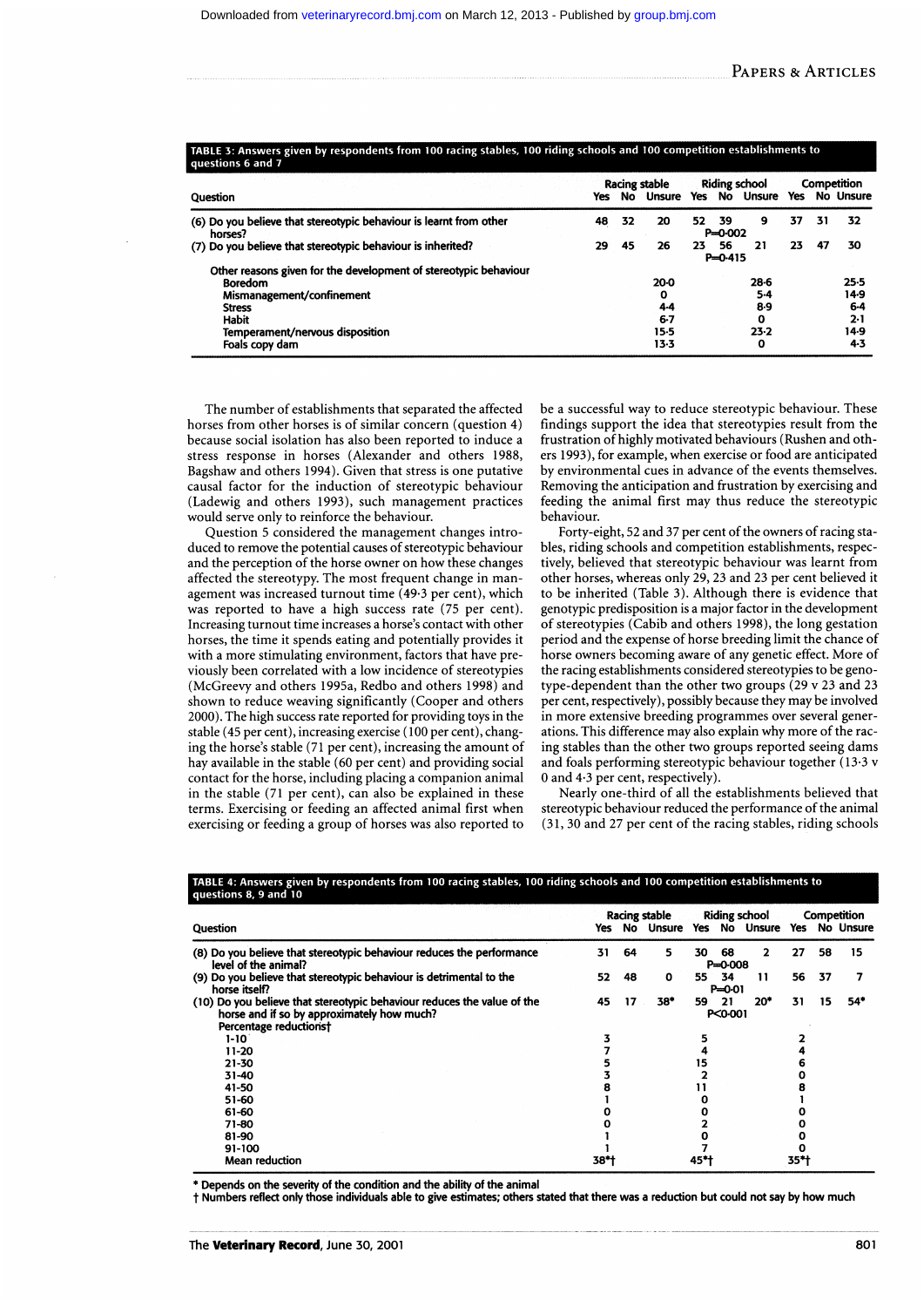**TABLE 3: Answers given by respondents from 100 racing stables, 100 riding schools and 100 competition establishments to questions 6 and 7**

| Question | Racing stable | | | Riding school | | | Competition | | |
|---|---|---|---|---|---|---|---|---|---|
| | Yes | No | Unsure | Yes | No | Unsure | Yes | No | Unsure |
| (6) Do you believe that stereotypic behaviour is learnt from other horses? | 48 | 32 | 20 | 52 | 39 P=0·002 | 9 | 37 | 31 | 32 |
| (7) Do you believe that stereotypic behaviour is inherited? | 29 | 45 | 26 | 23 | 56 P=0·415 | 21 | 23 | 47 | 30 |
| Other reasons given for the development of stereotypic behaviour | | | | | | | | | |
| Boredom | | | 20·0 | | | 28·6 | | | 25·5 |
| Mismanagement/confinement | | | 0 | | | 5·4 | | | 14·9 |
| Stress | | | 4·4 | | | 8·9 | | | 6·4 |
| Habit | | | 6·7 | | | 0 | | | 2·1 |
| Temperament/nervous disposition | | | 15·5 | | | 23·2 | | | 14·9 |
| Foals copy dam | | | 13·3 | | | 0 | | | 4·3 |

The number of establishments that separated the affected horses from other horses is of similar concern (question 4) because social isolation has also been reported to induce a stress response in horses (Alexander and others 1988, Bagshaw and others 1994). Given that stress is one putative causal factor for the induction of stereotypic behaviour (Ladewig and others 1993), such management practices would serve only to reinforce the behaviour.

Question 5 considered the management changes introduced to remove the potential causes of stereotypic behaviour and the perception of the horse owner on how these changes affected the stereotypy. The most frequent change in management was increased turnout time (49·3 per cent), which was reported to have a high success rate (75 per cent). Increasing turnout time increases a horse's contact with other horses, the time it spends eating and potentially provides it with a more stimulating environment, factors that have previously been correlated with a low incidence of stereotypies (McGreevy and others 1995a, Redbo and others 1998) and shown to reduce weaving significantly (Cooper and others 2000). The high success rate reported for providing toys in the stable (45 per cent), increasing exercise (100 per cent), changing the horse's stable (71 per cent), increasing the amount of hay available in the stable (60 per cent) and providing social contact for the horse, including placing a companion animal in the stable (71 per cent), can also be explained in these terms. Exercising or feeding an affected animal first when exercising or feeding a group of horses was also reported to be a successful way to reduce stereotypic behaviour. These findings support the idea that stereotypies result from the frustration of highly motivated behaviours (Rushen and others 1993), for example, when exercise or food are anticipated by environmental cues in advance of the events themselves. Removing the anticipation and frustration by exercising and feeding the animal first may thus reduce the stereotypic behaviour.

Forty-eight, 52 and 37 per cent of the owners of racing stables, riding schools and competition establishments, respectively, believed that stereotypic behaviour was learnt from other horses, whereas only 29, 23 and 23 per cent believed it to be inherited (Table 3). Although there is evidence that genotypic predisposition is a major factor in the development of stereotypies (Cabib and others 1998), the long gestation period and the expense of horse breeding limit the chance of horse owners becoming aware of any genetic effect. More of the racing establishments considered stereotypies to be genotype-dependent than the other two groups (29 v 23 and 23 per cent, respectively), possibly because they may be involved in more extensive breeding programmes over several generations. This difference may also explain why more of the racing stables than the other two groups reported seeing dams and foals performing stereotypic behaviour together (13·3 v 0 and 4·3 per cent, respectively).

Nearly one-third of all the establishments believed that stereotypic behaviour reduced the performance of the animal (31, 30 and 27 per cent of the racing stables, riding schools

**TABLE 4: Answers given by respondents from 100 racing stables, 100 riding schools and 100 competition establishments to questions 8, 9 and 10**

| Question | Racing stable | | | Riding school | | | Competition | | |
|---|---|---|---|---|---|---|---|---|---|
| | Yes | No | Unsure | Yes | No | Unsure | Yes | No | Unsure |
| (8) Do you believe that stereotypic behaviour reduces the performance level of the animal? | 31 | 64 | 5 | 30 | 68 P=0·008 | 2 | 27 | 58 | 15 |
| (9) Do you believe that stereotypic behaviour is detrimental to the horse itself? | 52 | 48 | 0 | 55 | 34 P=0·01 | 11 | 56 | 37 | 7 |
| (10) Do you believe that stereotypic behaviour reduces the value of the horse and if so by approximately how much? | 45 | 17 | 38* | 59 | 21 P<0·001 | 20* | 31 | 15 | 54* |
| Percentage reduction† | | | | | | | | | |
| 1-10 | 3 | | | 5 | | | 2 | | |
| 11-20 | 7 | | | 4 | | | 4 | | |
| 21-30 | 5 | | | 15 | | | 6 | | |
| 31-40 | 3 | | | 2 | | | 0 | | |
| 41-50 | 8 | | | 11 | | | 8 | | |
| 51-60 | 1 | | | 0 | | | 1 | | |
| 61-60 | 0 | | | 0 | | | 0 | | |
| 71-80 | 0 | | | 2 | | | 0 | | |
| 81-90 | 1 | | | 0 | | | 0 | | |
| 91-100 | 1 | | | 7 | | | 0 | | |
| Mean reduction | 38*† | | | 45*† | | | 35*† | | |

\* Depends on the severity of the condition and the ability of the animal

† Numbers reflect only those individuals able to give estimates; others stated that there was a reduction but could not say by how much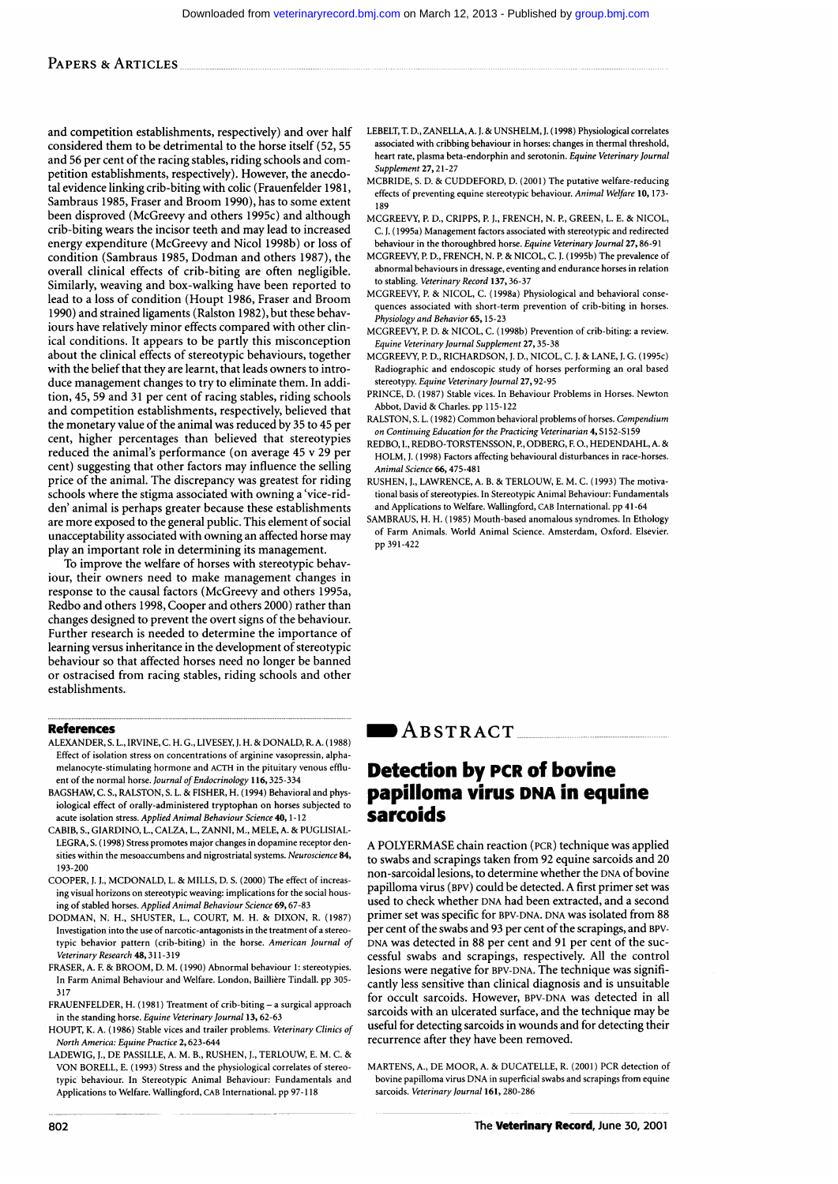and competition establishments, respectively) and over half considered them to be detrimental to the horse itself (52, 55 and 56 per cent of the racing stables, riding schools and competition establishments, respectively). However, the anecdotal evidence linking crib-biting with colic (Frauenfelder 1981, Sambraus 1985, Fraser and Broom 1990), has to some extent been disproved (McGreevy and others 1995c) and although crib-biting wears the incisor teeth and may lead to increased energy expenditure (McGreevy and Nicol 1998b) or loss of condition (Sambraus 1985, Dodman and others 1987), the overall clinical effects of crib-biting are often negligible. Similarly, weaving and box-walking have been reported to lead to a loss of condition (Houpt 1986, Fraser and Broom 1990) and strained ligaments (Ralston 1982), but these behaviours have relatively minor effects compared with other clinical conditions. It appears to be partly this misconception about the clinical effects of stereotypic behaviours, together with the belief that they are learnt, that leads owners to introduce management changes to try to eliminate them. In addition, 45, 59 and 31 per cent of racing stables, riding schools and competition establishments, respectively, believed that the monetary value of the animal was reduced by 35 to 45 per cent, higher percentages than believed that stereotypies reduced the animal's performance (on average 45 v 29 per cent) suggesting that other factors may influence the selling price of the animal. The discrepancy was greatest for riding schools where the stigma associated with owning a 'vice-ridden' animal is perhaps greater because these establishments are more exposed to the general public. This element of social unacceptability associated with owning an affected horse may play an important role in determining its management.

To improve the welfare of horses with stereotypic behaviour, their owners need to make management changes in response to the causal factors (McGreevy and others 1995a, Redbo and others 1998, Cooper and others 2000) rather than changes designed to prevent the overt signs of the behaviour. Further research is needed to determine the importance of learning versus inheritance in the development of stereotypic behaviour so that affected horses need no longer be banned or ostracised from racing stables, riding schools and other establishments.

## References

ALEXANDER, S. L., IRVINE, C. H. G., LIVESEY, J. H. & DONALD, R. A. (1988) Effect of isolation stress on concentrations of arginine vasopressin, alpha-melanocyte-stimulating hormone and ACTH in the pituitary venous effluent of the normal horse. *Journal of Endocrinology* **116**, 325-334

BAGSHAW, C. S., RALSTON, S. L. & FISHER, H. (1994) Behavioral and physiological effect of orally-administered tryptophan on horses subjected to acute isolation stress. *Applied Animal Behaviour Science* **40**, 1-12

CABIB, S., GIARDINO, L., CALZA, L., ZANNI, M., MELE, A. & PUGLISI-LEGRA, S. (1998) Stress promotes major changes in dopamine receptor densities within the mesoaccumbens and nigrostriatal systems. *Neuroscience* **84**, 193-200

COOPER, J. J., MCDONALD, L. & MILLS, D. S. (2000) The effect of increasing visual horizons on stereotypic weaving: implications for the social housing of stabled horses. *Applied Animal Behaviour Science* **69**, 67-83

DODMAN, N. H., SHUSTER, L., COURT, M. H. & DIXON, R. (1987) Investigation into the use of narcotic-antagonists in the treatment of a stereotypic behavior pattern (crib-biting) in the horse. *American Journal of Veterinary Research* **48**, 311-319

FRASER, A. F. & BROOM, D. M. (1990) Abnormal behaviour 1: stereotypies. In Farm Animal Behaviour and Welfare. London, Baillière Tindall. pp 305-317

FRAUENFELDER, H. (1981) Treatment of crib-biting – a surgical approach in the standing horse. *Equine Veterinary Journal* **13**, 62-63

HOUPT, K. A. (1986) Stable vices and trailer problems. *Veterinary Clinics of North America: Equine Practice* **2**, 623-644

LADEWIG, J., DE PASSILLE, A. M. B., RUSHEN, J., TERLOUW, E. M. C. & VON BORELL, E. (1993) Stress and the physiological correlates of stereotypic behaviour. In Stereotypic Animal Behaviour: Fundamentals and Applications to Welfare. Wallingford, CAB International. pp 97-118

LEBELT, T. D., ZANELLA, A. J. & UNSHELM, J. (1998) Physiological correlates associated with cribbing behaviour in horses: changes in thermal threshold, heart rate, plasma beta-endorphin and serotonin. *Equine Veterinary Journal Supplement* **27**, 21-27

MCBRIDE, S. D. & CUDDEFORD, D. (2001) The putative welfare-reducing effects of preventing equine stereotypic behaviour. *Animal Welfare* **10**, 173-189

MCGREEVY, P. D., CRIPPS, P. J., FRENCH, N. P., GREEN, L. E. & NICOL, C. J. (1995a) Management factors associated with stereotypic and redirected behaviour in the thoroughbred horse. *Equine Veterinary Journal* **27**, 86-91

MCGREEVY, P. D., FRENCH, N. P. & NICOL, C. J. (1995b) The prevalence of abnormal behaviours in dressage, eventing and endurance horses in relation to stabling. *Veterinary Record* **137**, 36-37

MCGREEVY, P. & NICOL, C. (1998a) Physiological and behavioral consequences associated with short-term prevention of crib-biting in horses. *Physiology and Behavior* **65**, 15-23

MCGREEVY, P. D. & NICOL, C. (1998b) Prevention of crib-biting: a review. *Equine Veterinary Journal Supplement* **27**, 35-38

MCGREEVY, P. D., RICHARDSON, J. D., NICOL, C. J. & LANE, J. G. (1995c) Radiographic and endoscopic study of horses performing an oral based stereotypy. *Equine Veterinary Journal* **27**, 92-95

PRINCE, D. (1987) Stable vices. In Behaviour Problems in Horses. Newton Abbot, David & Charles. pp 115-122

RALSTON, S. L. (1982) Common behavioral problems of horses. *Compendium on Continuing Education for the Practicing Veterinarian* **4**, S152-S159

REDBO, I., REDBO-TORSTENSSON, P., ODBERG, F. O., HEDENDAHL, A. & HOLM, J. (1998) Factors affecting behavioural disturbances in race-horses. *Animal Science* **66**, 475-481

RUSHEN, J., LAWRENCE, A. B. & TERLOUW, E. M. C. (1993) The motivational basis of stereotypies. In Stereotypic Animal Behaviour: Fundamentals and Applications to Welfare. Wallingford, CAB International. pp 41-64

SAMBRAUS, H. H. (1985) Mouth-based anomalous syndromes. In Ethology of Farm Animals. World Animal Science. Amsterdam, Oxford. Elsevier. pp 391-422

# Abstract

## Detection by PCR of bovine papilloma virus DNA in equine sarcoids

A POLYERMASE chain reaction (PCR) technique was applied to swabs and scrapings taken from 92 equine sarcoids and 20 non-sarcoidal lesions, to determine whether the DNA of bovine papilloma virus (BPV) could be detected. A first primer set was used to check whether DNA had been extracted, and a second primer set was specific for BPV-DNA. DNA was isolated from 88 per cent of the swabs and 93 per cent of the scrapings, and BPV-DNA was detected in 88 per cent and 91 per cent of the successful swabs and scrapings, respectively. All the control lesions were negative for BPV-DNA. The technique was significantly less sensitive than clinical diagnosis and is unsuitable for occult sarcoids. However, BPV-DNA was detected in all sarcoids with an ulcerated surface, and the technique may be useful for detecting sarcoids in wounds and for detecting their recurrence after they have been removed.

MARTENS, A., DE MOOR, A. & DUCATELLE, R. (2001) PCR detection of bovine papilloma virus DNA in superficial swabs and scrapings from equine sarcoids. *Veterinary Journal* **161**, 280-286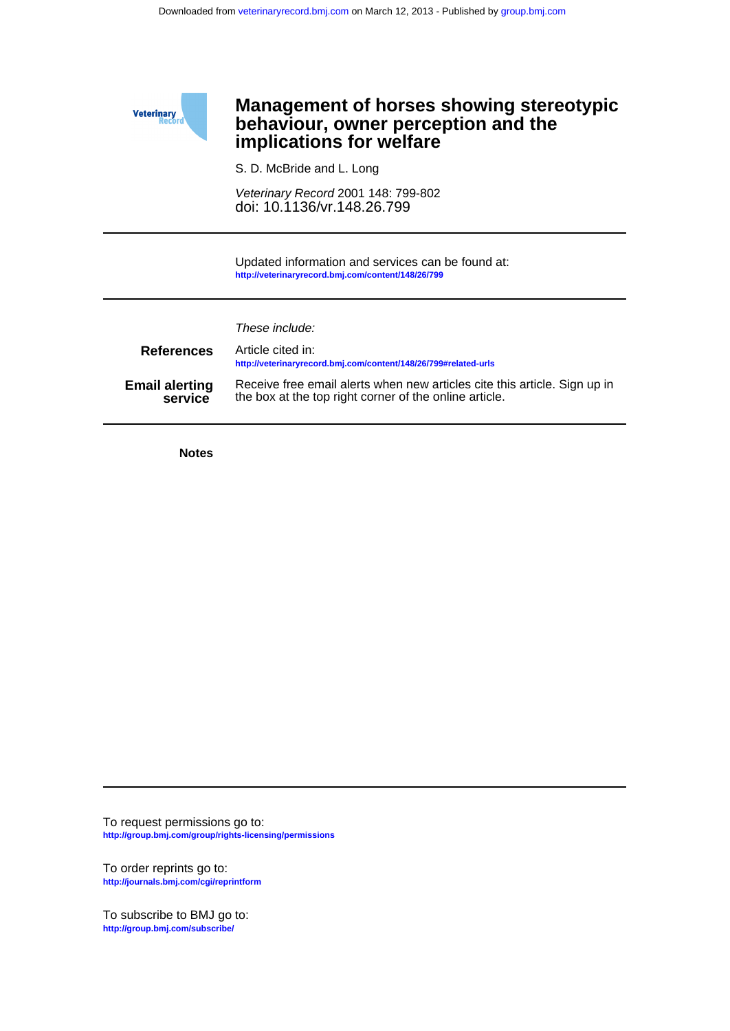Downloaded from veterinaryrecord.bmj.com on March 12, 2013 - Published by group.bmj.com

Veterinary Record

# Management of horses showing stereotypic behaviour, owner perception and the implications for welfare

S. D. McBride and L. Long

*Veterinary Record* 2001 148: 799-802
doi: 10.1136/vr.148.26.799

Updated information and services can be found at:
http://veterinaryrecord.bmj.com/content/148/26/799

*These include:*

**References**

Article cited in:
http://veterinaryrecord.bmj.com/content/148/26/799#related-urls

**Email alerting service**

Receive free email alerts when new articles cite this article. Sign up in the box at the top right corner of the online article.

**Notes**

To request permissions go to:
http://group.bmj.com/group/rights-licensing/permissions

To order reprints go to:
http://journals.bmj.com/cgi/reprintform

To subscribe to BMJ go to:
http://group.bmj.com/subscribe/